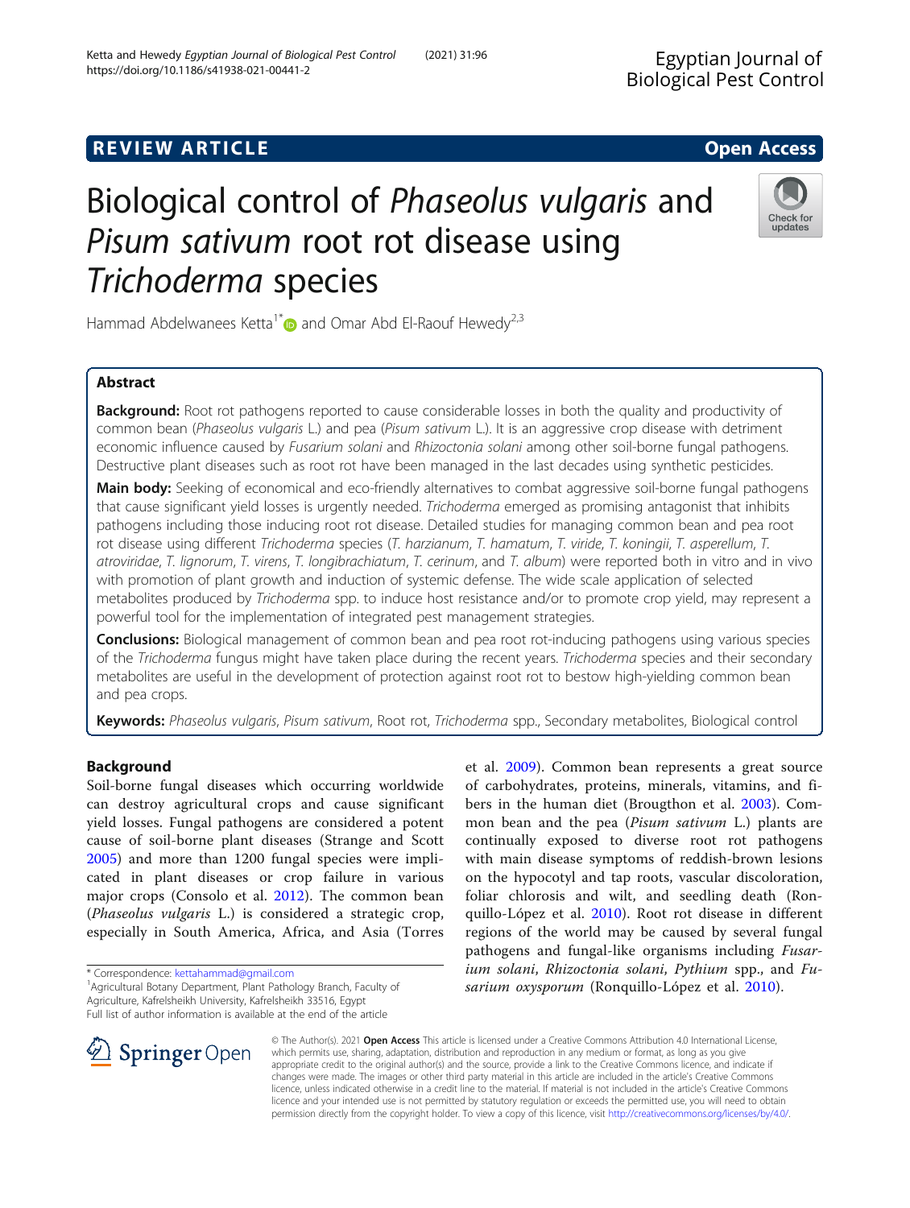REVIEW ARTICLE

Open Access

# Biological control of *Phaseolus vulgaris* and *Pisum sativum* root rot disease using *Trichoderma* species

Hammad Abdelwanees Ketta[1*] and Omar Abd El-Raouf Hewedy[2,3]

## Abstract

**Background:** Root rot pathogens reported to cause considerable losses in both the quality and productivity of common bean (*Phaseolus vulgaris* L.) and pea (*Pisum sativum* L.). It is an aggressive crop disease with detriment economic influence caused by *Fusarium solani* and *Rhizoctonia solani* among other soil-borne fungal pathogens. Destructive plant diseases such as root rot have been managed in the last decades using synthetic pesticides.

**Main body:** Seeking of economical and eco-friendly alternatives to combat aggressive soil-borne fungal pathogens that cause significant yield losses is urgently needed. *Trichoderma* emerged as promising antagonist that inhibits pathogens including those inducing root rot disease. Detailed studies for managing common bean and pea root rot disease using different *Trichoderma* species (*T. harzianum*, *T. hamatum*, *T. viride*, *T. koningii*, *T. asperellum*, *T. atroviridae*, *T. lignorum*, *T. virens*, *T. longibrachiatum*, *T. cerinum*, and *T. album*) were reported both in vitro and in vivo with promotion of plant growth and induction of systemic defense. The wide scale application of selected metabolites produced by *Trichoderma* spp. to induce host resistance and/or to promote crop yield, may represent a powerful tool for the implementation of integrated pest management strategies.

**Conclusions:** Biological management of common bean and pea root rot-inducing pathogens using various species of the *Trichoderma* fungus might have taken place during the recent years. *Trichoderma* species and their secondary metabolites are useful in the development of protection against root rot to bestow high-yielding common bean and pea crops.

**Keywords:** *Phaseolus vulgaris*, *Pisum sativum*, Root rot, *Trichoderma* spp., Secondary metabolites, Biological control

## Background

Soil-borne fungal diseases which occurring worldwide can destroy agricultural crops and cause significant yield losses. Fungal pathogens are considered a potent cause of soil-borne plant diseases (Strange and Scott 2005) and more than 1200 fungal species were implicated in plant diseases or crop failure in various major crops (Consolo et al. 2012). The common bean (*Phaseolus vulgaris* L.) is considered a strategic crop, especially in South America, Africa, and Asia (Torres et al. 2009). Common bean represents a great source of carbohydrates, proteins, minerals, vitamins, and fibers in the human diet (Brougthon et al. 2003). Common bean and the pea (*Pisum sativum* L.) plants are continually exposed to diverse root rot pathogens with main disease symptoms of reddish-brown lesions on the hypocotyl and tap roots, vascular discoloration, foliar chlorosis and wilt, and seedling death (Ronquillo-López et al. 2010). Root rot disease in different regions of the world may be caused by several fungal pathogens and fungal-like organisms including *Fusarium solani*, *Rhizoctonia solani*, *Pythium* spp., and *Fusarium oxysporum* (Ronquillo-López et al. 2010).

\* Correspondence: kettahammad@gmail.com
[1]Agricultural Botany Department, Plant Pathology Branch, Faculty of Agriculture, Kafrelsheikh University, Kafrelsheikh 33516, Egypt
Full list of author information is available at the end of the article

© The Author(s). 2021 **Open Access** This article is licensed under a Creative Commons Attribution 4.0 International License, which permits use, sharing, adaptation, distribution and reproduction in any medium or format, as long as you give appropriate credit to the original author(s) and the source, provide a link to the Creative Commons licence, and indicate if changes were made. The images or other third party material in this article are included in the article's Creative Commons licence, unless indicated otherwise in a credit line to the material. If material is not included in the article's Creative Commons licence and your intended use is not permitted by statutory regulation or exceeds the permitted use, you will need to obtain permission directly from the copyright holder. To view a copy of this licence, visit http://creativecommons.org/licenses/by/4.0/.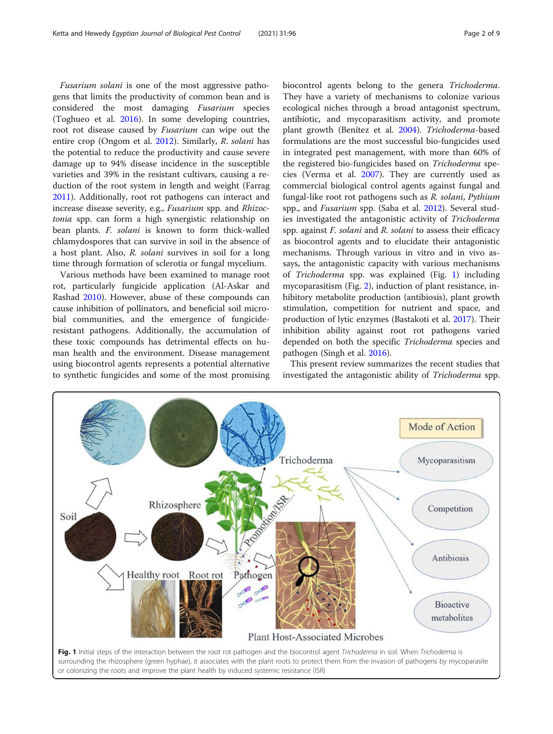*Fusarium solani* is one of the most aggressive pathogens that limits the productivity of common bean and is considered the most damaging *Fusarium* species (Toghueo et al. 2016). In some developing countries, root rot disease caused by *Fusarium* can wipe out the entire crop (Ongom et al. 2012). Similarly, *R. solani* has the potential to reduce the productivity and cause severe damage up to 94% disease incidence in the susceptible varieties and 39% in the resistant cultivars, causing a reduction of the root system in length and weight (Farrag 2011). Additionally, root rot pathogens can interact and increase disease severity, e.g., *Fusarium* spp. and *Rhizoctonia* spp. can form a high synergistic relationship on bean plants. *F. solani* is known to form thick-walled chlamydospores that can survive in soil in the absence of a host plant. Also, *R. solani* survives in soil for a long time through formation of sclerotia or fungal mycelium.

Various methods have been examined to manage root rot, particularly fungicide application (Al-Askar and Rashad 2010). However, abuse of these compounds can cause inhibition of pollinators, and beneficial soil microbial communities, and the emergence of fungicide-resistant pathogens. Additionally, the accumulation of these toxic compounds has detrimental effects on human health and the environment. Disease management using biocontrol agents represents a potential alternative to synthetic fungicides and some of the most promising biocontrol agents belong to the genera *Trichoderma*. They have a variety of mechanisms to colonize various ecological niches through a broad antagonist spectrum, antibiotic, and mycoparasitism activity, and promote plant growth (Benítez et al. 2004). *Trichoderma*-based formulations are the most successful bio-fungicides used in integrated pest management, with more than 60% of the registered bio-fungicides based on *Trichoderma* species (Verma et al. 2007). They are currently used as commercial biological control agents against fungal and fungal-like root rot pathogens such as *R. solani*, *Pythium* spp., and *Fusarium* spp. (Saba et al. 2012). Several studies investigated the antagonistic activity of *Trichoderma* spp. against *F. solani* and *R. solani* to assess their efficacy as biocontrol agents and to elucidate their antagonistic mechanisms. Through various in vitro and in vivo assays, the antagonistic capacity with various mechanisms of *Trichoderma* spp. was explained (Fig. 1) including mycoparasitism (Fig. 2), induction of plant resistance, inhibitory metabolite production (antibiosis), plant growth stimulation, competition for nutrient and space, and production of lytic enzymes (Bastakoti et al. 2017). Their inhibition ability against root rot pathogens varied depended on both the specific *Trichoderma* species and pathogen (Singh et al. 2016).

This present review summarizes the recent studies that investigated the antagonistic ability of *Trichoderma* spp.

**Fig. 1** Initial steps of the interaction between the root rot pathogen and the biocontrol agent *Trichoderma* in soil. When *Trichoderma* is surrounding the rhizosphere (green hyphae), it associates with the plant roots to protect them from the invasion of pathogens by mycoparasite or colonizing the roots and improve the plant health by induced systemic resistance (ISR)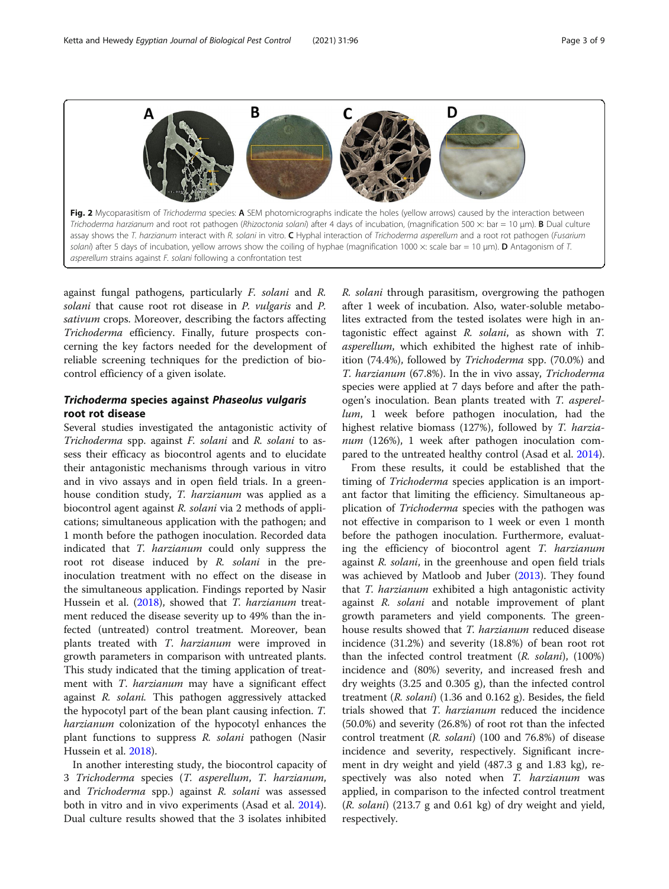Fig. 2 Mycoparasitism of *Trichoderma* species: **A** SEM photomicrographs indicate the holes (yellow arrows) caused by the interaction between *Trichoderma harzianum* and root rot pathogen (*Rhizoctonia solani*) after 4 days of incubation, (magnification 500 ×: bar = 10 μm). **B** Dual culture assay shows the *T. harzianum* interact with *R. solani* in vitro. **C** Hyphal interaction of *Trichoderma asperellum* and a root rot pathogen (*Fusarium solani*) after 5 days of incubation, yellow arrows show the coiling of hyphae (magnification 1000 ×: scale bar = 10 μm). **D** Antagonism of *T. asperellum* strains against *F. solani* following a confrontation test

against fungal pathogens, particularly *F. solani* and *R. solani* that cause root rot disease in *P. vulgaris* and *P. sativum* crops. Moreover, describing the factors affecting *Trichoderma* efficiency. Finally, future prospects concerning the key factors needed for the development of reliable screening techniques for the prediction of biocontrol efficiency of a given isolate.

## *Trichoderma* species against *Phaseolus vulgaris* root rot disease

Several studies investigated the antagonistic activity of *Trichoderma* spp. against *F. solani* and *R. solani* to assess their efficacy as biocontrol agents and to elucidate their antagonistic mechanisms through various in vitro and in vivo assays and in open field trials. In a greenhouse condition study, *T. harzianum* was applied as a biocontrol agent against *R. solani* via 2 methods of applications; simultaneous application with the pathogen; and 1 month before the pathogen inoculation. Recorded data indicated that *T. harzianum* could only suppress the root rot disease induced by *R. solani* in the pre-inoculation treatment with no effect on the disease in the simultaneous application. Findings reported by Nasir Hussein et al. (2018), showed that *T. harzianum* treatment reduced the disease severity up to 49% than the infected (untreated) control treatment. Moreover, bean plants treated with *T. harzianum* were improved in growth parameters in comparison with untreated plants. This study indicated that the timing application of treatment with *T. harzianum* may have a significant effect against *R. solani.* This pathogen aggressively attacked the hypocotyl part of the bean plant causing infection. *T. harzianum* colonization of the hypocotyl enhances the plant functions to suppress *R. solani* pathogen (Nasir Hussein et al. 2018).

In another interesting study, the biocontrol capacity of 3 *Trichoderma* species (*T. asperellum*, *T. harzianum*, and *Trichoderma* spp.) against *R. solani* was assessed both in vitro and in vivo experiments (Asad et al. 2014). Dual culture results showed that the 3 isolates inhibited *R. solani* through parasitism, overgrowing the pathogen after 1 week of incubation. Also, water-soluble metabolites extracted from the tested isolates were high in antagonistic effect against *R. solani*, as shown with *T. asperellum*, which exhibited the highest rate of inhibition (74.4%), followed by *Trichoderma* spp. (70.0%) and *T. harzianum* (67.8%). In the in vivo assay, *Trichoderma* species were applied at 7 days before and after the pathogen's inoculation. Bean plants treated with *T. asperellum*, 1 week before pathogen inoculation, had the highest relative biomass (127%), followed by *T. harzianum* (126%), 1 week after pathogen inoculation compared to the untreated healthy control (Asad et al. 2014).

From these results, it could be established that the timing of *Trichoderma* species application is an important factor that limiting the efficiency. Simultaneous application of *Trichoderma* species with the pathogen was not effective in comparison to 1 week or even 1 month before the pathogen inoculation. Furthermore, evaluating the efficiency of biocontrol agent *T. harzianum* against *R. solani*, in the greenhouse and open field trials was achieved by Matloob and Juber (2013). They found that *T. harzianum* exhibited a high antagonistic activity against *R. solani* and notable improvement of plant growth parameters and yield components. The greenhouse results showed that *T. harzianum* reduced disease incidence (31.2%) and severity (18.8%) of bean root rot than the infected control treatment (*R. solani*), (100%) incidence and (80%) severity, and increased fresh and dry weights (3.25 and 0.305 g), than the infected control treatment (*R. solani*) (1.36 and 0.162 g). Besides, the field trials showed that *T. harzianum* reduced the incidence (50.0%) and severity (26.8%) of root rot than the infected control treatment (*R. solani*) (100 and 76.8%) of disease incidence and severity, respectively. Significant increment in dry weight and yield (487.3 g and 1.83 kg), respectively was also noted when *T. harzianum* was applied, in comparison to the infected control treatment (*R. solani*) (213.7 g and 0.61 kg) of dry weight and yield, respectively.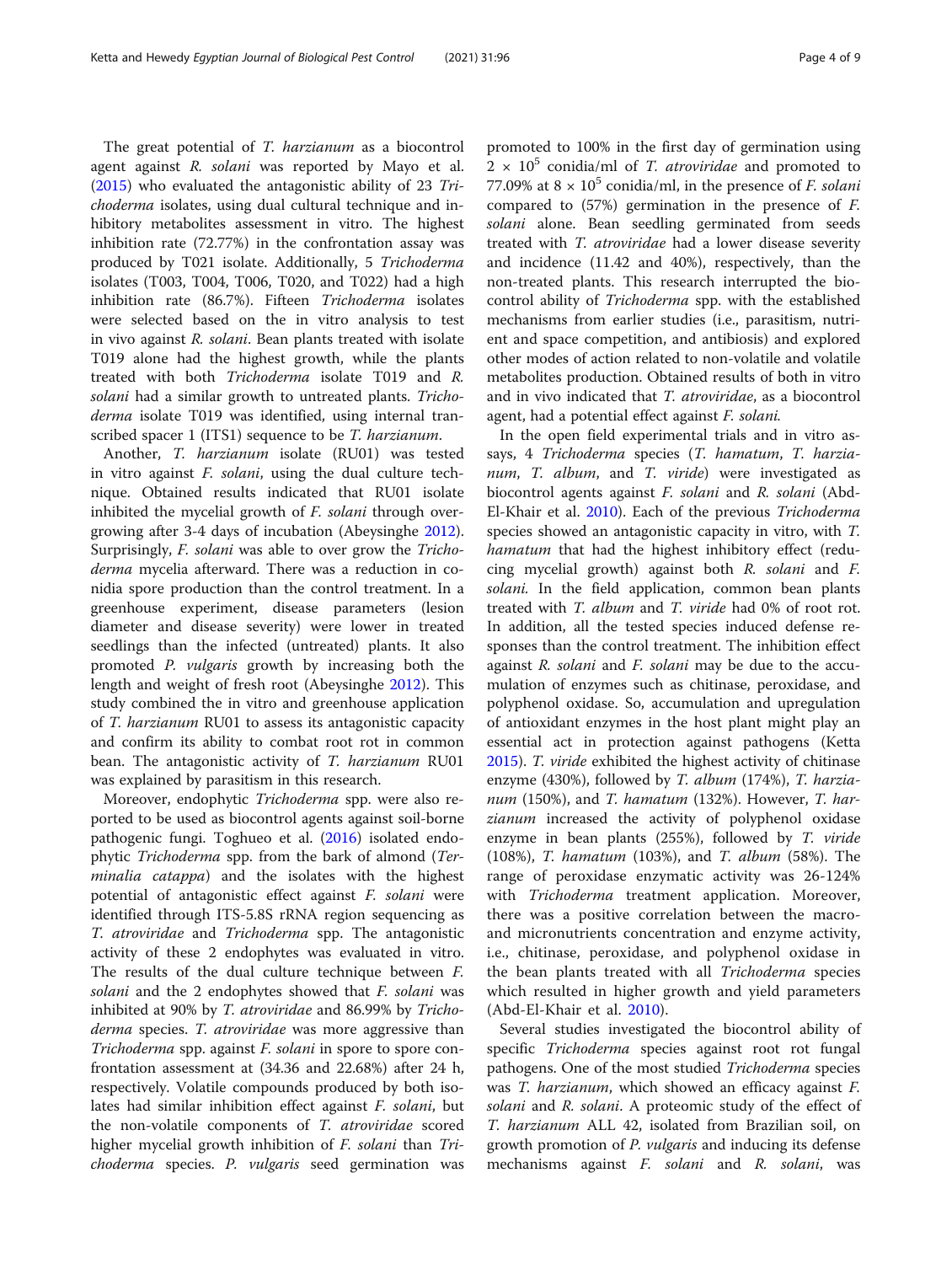The great potential of *T. harzianum* as a biocontrol agent against *R. solani* was reported by Mayo et al. (2015) who evaluated the antagonistic ability of 23 *Trichoderma* isolates, using dual cultural technique and inhibitory metabolites assessment in vitro. The highest inhibition rate (72.77%) in the confrontation assay was produced by T021 isolate. Additionally, 5 *Trichoderma* isolates (T003, T004, T006, T020, and T022) had a high inhibition rate (86.7%). Fifteen *Trichoderma* isolates were selected based on the in vitro analysis to test in vivo against *R. solani*. Bean plants treated with isolate T019 alone had the highest growth, while the plants treated with both *Trichoderma* isolate T019 and *R. solani* had a similar growth to untreated plants. *Trichoderma* isolate T019 was identified, using internal transcribed spacer 1 (ITS1) sequence to be *T. harzianum*.

Another, *T. harzianum* isolate (RU01) was tested in vitro against *F. solani*, using the dual culture technique. Obtained results indicated that RU01 isolate inhibited the mycelial growth of *F. solani* through overgrowing after 3-4 days of incubation (Abeysinghe 2012). Surprisingly, *F. solani* was able to over grow the *Trichoderma* mycelia afterward. There was a reduction in conidia spore production than the control treatment. In a greenhouse experiment, disease parameters (lesion diameter and disease severity) were lower in treated seedlings than the infected (untreated) plants. It also promoted *P. vulgaris* growth by increasing both the length and weight of fresh root (Abeysinghe 2012). This study combined the in vitro and greenhouse application of *T. harzianum* RU01 to assess its antagonistic capacity and confirm its ability to combat root rot in common bean. The antagonistic activity of *T. harzianum* RU01 was explained by parasitism in this research.

Moreover, endophytic *Trichoderma* spp. were also reported to be used as biocontrol agents against soil-borne pathogenic fungi. Toghueo et al. (2016) isolated endophytic *Trichoderma* spp. from the bark of almond (*Terminalia catappa*) and the isolates with the highest potential of antagonistic effect against *F. solani* were identified through ITS-5.8S rRNA region sequencing as *T. atroviridae* and *Trichoderma* spp. The antagonistic activity of these 2 endophytes was evaluated in vitro. The results of the dual culture technique between *F. solani* and the 2 endophytes showed that *F. solani* was inhibited at 90% by *T. atroviridae* and 86.99% by *Trichoderma* species. *T. atroviridae* was more aggressive than *Trichoderma* spp. against *F. solani* in spore to spore confrontation assessment at (34.36 and 22.68%) after 24 h, respectively. Volatile compounds produced by both isolates had similar inhibition effect against *F. solani*, but the non-volatile components of *T. atroviridae* scored higher mycelial growth inhibition of *F. solani* than *Trichoderma* species. *P. vulgaris* seed germination was promoted to 100% in the first day of germination using $2 \times 10^5$ conidia/ml of *T. atroviridae* and promoted to 77.09% at $8 \times 10^5$ conidia/ml, in the presence of *F. solani* compared to (57%) germination in the presence of *F. solani* alone. Bean seedling germinated from seeds treated with *T. atroviridae* had a lower disease severity and incidence (11.42 and 40%), respectively, than the non-treated plants. This research interrupted the biocontrol ability of *Trichoderma* spp. with the established mechanisms from earlier studies (i.e., parasitism, nutrient and space competition, and antibiosis) and explored other modes of action related to non-volatile and volatile metabolites production. Obtained results of both in vitro and in vivo indicated that *T. atroviridae*, as a biocontrol agent, had a potential effect against *F. solani*.

In the open field experimental trials and in vitro assays, 4 *Trichoderma* species (*T. hamatum*, *T. harzianum*, *T. album*, and *T. viride*) were investigated as biocontrol agents against *F. solani* and *R. solani* (Abd-El-Khair et al. 2010). Each of the previous *Trichoderma* species showed an antagonistic capacity in vitro, with *T. hamatum* that had the highest inhibitory effect (reducing mycelial growth) against both *R. solani* and *F. solani*. In the field application, common bean plants treated with *T. album* and *T. viride* had 0% of root rot. In addition, all the tested species induced defense responses than the control treatment. The inhibition effect against *R. solani* and *F. solani* may be due to the accumulation of enzymes such as chitinase, peroxidase, and polyphenol oxidase. So, accumulation and upregulation of antioxidant enzymes in the host plant might play an essential act in protection against pathogens (Ketta 2015). *T. viride* exhibited the highest activity of chitinase enzyme (430%), followed by *T. album* (174%), *T. harzianum* (150%), and *T. hamatum* (132%). However, *T. harzianum* increased the activity of polyphenol oxidase enzyme in bean plants (255%), followed by *T. viride* (108%), *T. hamatum* (103%), and *T. album* (58%). The range of peroxidase enzymatic activity was 26-124% with *Trichoderma* treatment application. Moreover, there was a positive correlation between the macro- and micronutrients concentration and enzyme activity, i.e., chitinase, peroxidase, and polyphenol oxidase in the bean plants treated with all *Trichoderma* species which resulted in higher growth and yield parameters (Abd-El-Khair et al. 2010).

Several studies investigated the biocontrol ability of specific *Trichoderma* species against root rot fungal pathogens. One of the most studied *Trichoderma* species was *T. harzianum*, which showed an efficacy against *F. solani* and *R. solani*. A proteomic study of the effect of *T. harzianum* ALL 42, isolated from Brazilian soil, on growth promotion of *P. vulgaris* and inducing its defense mechanisms against *F. solani* and *R. solani*, was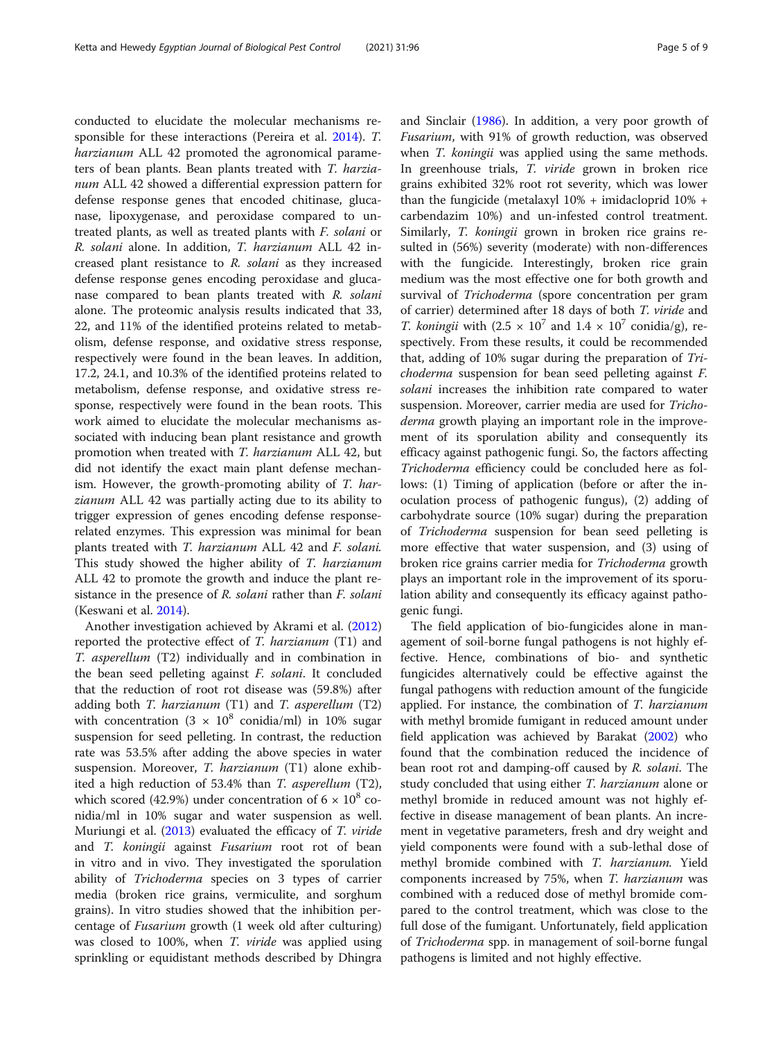conducted to elucidate the molecular mechanisms responsible for these interactions (Pereira et al. 2014). *T. harzianum* ALL 42 promoted the agronomical parameters of bean plants. Bean plants treated with *T. harzianum* ALL 42 showed a differential expression pattern for defense response genes that encoded chitinase, glucanase, lipoxygenase, and peroxidase compared to untreated plants, as well as treated plants with *F. solani* or *R. solani* alone. In addition, *T. harzianum* ALL 42 increased plant resistance to *R. solani* as they increased defense response genes encoding peroxidase and glucanase compared to bean plants treated with *R. solani* alone. The proteomic analysis results indicated that 33, 22, and 11% of the identified proteins related to metabolism, defense response, and oxidative stress response, respectively were found in the bean leaves. In addition, 17.2, 24.1, and 10.3% of the identified proteins related to metabolism, defense response, and oxidative stress response, respectively were found in the bean roots. This work aimed to elucidate the molecular mechanisms associated with inducing bean plant resistance and growth promotion when treated with *T. harzianum* ALL 42, but did not identify the exact main plant defense mechanism. However, the growth-promoting ability of *T. harzianum* ALL 42 was partially acting due to its ability to trigger expression of genes encoding defense response-related enzymes. This expression was minimal for bean plants treated with *T. harzianum* ALL 42 and *F. solani.* This study showed the higher ability of *T. harzianum* ALL 42 to promote the growth and induce the plant resistance in the presence of *R. solani* rather than *F. solani* (Keswani et al. 2014).

Another investigation achieved by Akrami et al. (2012) reported the protective effect of *T. harzianum* (T1) and *T. asperellum* (T2) individually and in combination in the bean seed pelleting against *F. solani*. It concluded that the reduction of root rot disease was (59.8%) after adding both *T. harzianum* (T1) and *T. asperellum* (T2) with concentration ($3 \times 10^8$ conidia/ml) in 10% sugar suspension for seed pelleting. In contrast, the reduction rate was 53.5% after adding the above species in water suspension. Moreover, *T. harzianum* (T1) alone exhibited a high reduction of 53.4% than *T. asperellum* (T2), which scored (42.9%) under concentration of $6 \times 10^8$ conidia/ml in 10% sugar and water suspension as well. Muriungi et al. (2013) evaluated the efficacy of *T. viride* and *T. koningii* against *Fusarium* root rot of bean in vitro and in vivo. They investigated the sporulation ability of *Trichoderma* species on 3 types of carrier media (broken rice grains, vermiculite, and sorghum grains). In vitro studies showed that the inhibition percentage of *Fusarium* growth (1 week old after culturing) was closed to 100%, when *T. viride* was applied using sprinkling or equidistant methods described by Dhingra and Sinclair (1986). In addition, a very poor growth of *Fusarium*, with 91% of growth reduction, was observed when *T. koningii* was applied using the same methods. In greenhouse trials, *T. viride* grown in broken rice grains exhibited 32% root rot severity, which was lower than the fungicide (metalaxyl 10% + imidacloprid 10% + carbendazim 10%) and un-infested control treatment. Similarly, *T. koningii* grown in broken rice grains resulted in (56%) severity (moderate) with non-differences with the fungicide. Interestingly, broken rice grain medium was the most effective one for both growth and survival of *Trichoderma* (spore concentration per gram of carrier) determined after 18 days of both *T. viride* and *T. koningii* with ($2.5 \times 10^7$ and $1.4 \times 10^7$ conidia/g), respectively. From these results, it could be recommended that, adding of 10% sugar during the preparation of *Trichoderma* suspension for bean seed pelleting against *F. solani* increases the inhibition rate compared to water suspension. Moreover, carrier media are used for *Trichoderma* growth playing an important role in the improvement of its sporulation ability and consequently its efficacy against pathogenic fungi. So, the factors affecting *Trichoderma* efficiency could be concluded here as follows: (1) Timing of application (before or after the inoculation process of pathogenic fungus), (2) adding of carbohydrate source (10% sugar) during the preparation of *Trichoderma* suspension for bean seed pelleting is more effective that water suspension, and (3) using of broken rice grains carrier media for *Trichoderma* growth plays an important role in the improvement of its sporulation ability and consequently its efficacy against pathogenic fungi.

The field application of bio-fungicides alone in management of soil-borne fungal pathogens is not highly effective. Hence, combinations of bio- and synthetic fungicides alternatively could be effective against the fungal pathogens with reduction amount of the fungicide applied. For instance, the combination of *T. harzianum* with methyl bromide fumigant in reduced amount under field application was achieved by Barakat (2002) who found that the combination reduced the incidence of bean root rot and damping-off caused by *R. solani*. The study concluded that using either *T. harzianum* alone or methyl bromide in reduced amount was not highly effective in disease management of bean plants. An increment in vegetative parameters, fresh and dry weight and yield components were found with a sub-lethal dose of methyl bromide combined with *T. harzianum.* Yield components increased by 75%, when *T. harzianum* was combined with a reduced dose of methyl bromide compared to the control treatment, which was close to the full dose of the fumigant. Unfortunately, field application of *Trichoderma* spp. in management of soil-borne fungal pathogens is limited and not highly effective.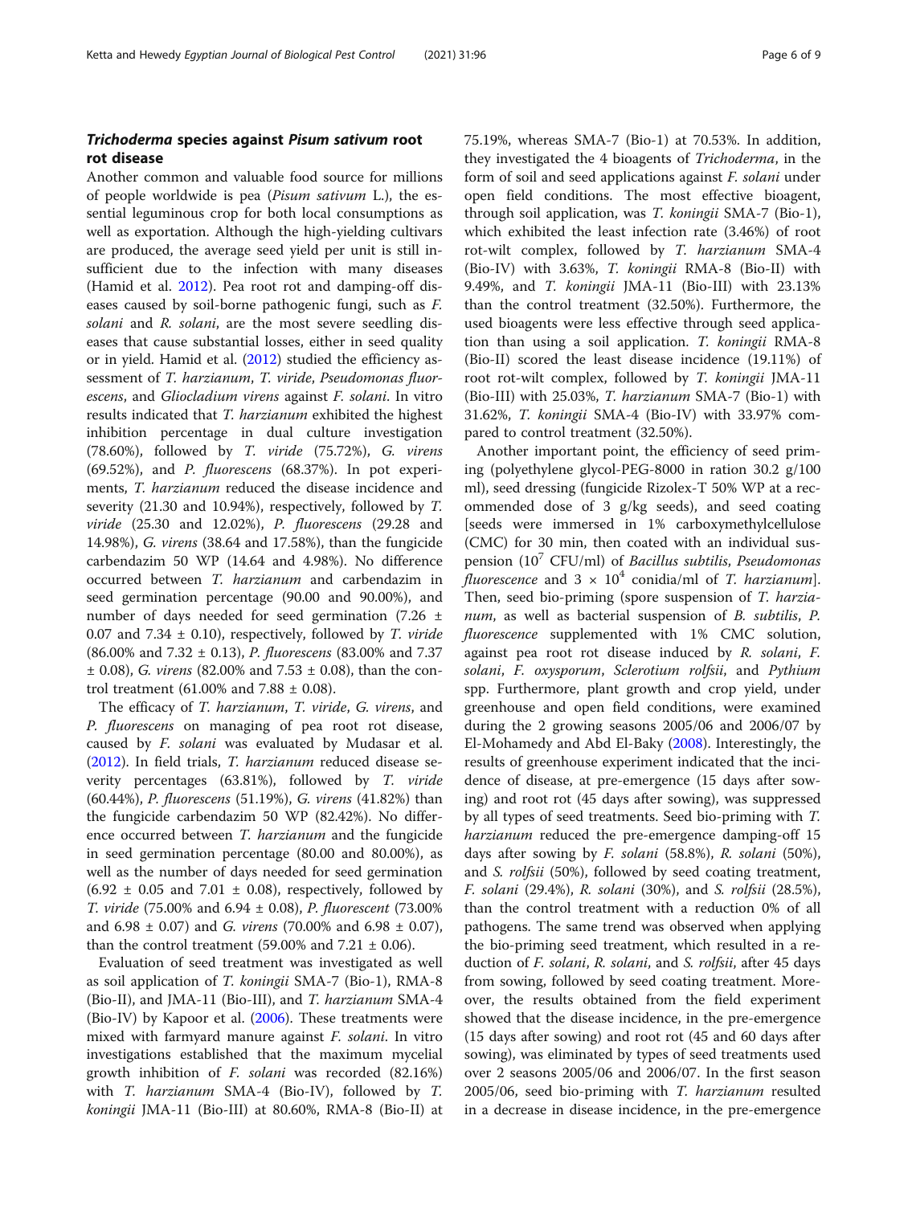## *Trichoderma* species against *Pisum sativum* root rot disease

Another common and valuable food source for millions of people worldwide is pea (*Pisum sativum* L.), the essential leguminous crop for both local consumptions as well as exportation. Although the high-yielding cultivars are produced, the average seed yield per unit is still insufficient due to the infection with many diseases (Hamid et al. 2012). Pea root rot and damping-off diseases caused by soil-borne pathogenic fungi, such as *F. solani* and *R. solani*, are the most severe seedling diseases that cause substantial losses, either in seed quality or in yield. Hamid et al. (2012) studied the efficiency assessment of *T. harzianum*, *T. viride*, *Pseudomonas fluorescens*, and *Gliocladium virens* against *F. solani*. In vitro results indicated that *T. harzianum* exhibited the highest inhibition percentage in dual culture investigation (78.60%), followed by *T. viride* (75.72%), *G. virens* (69.52%), and *P. fluorescens* (68.37%). In pot experiments, *T. harzianum* reduced the disease incidence and severity (21.30 and 10.94%), respectively, followed by *T. viride* (25.30 and 12.02%), *P. fluorescens* (29.28 and 14.98%), *G. virens* (38.64 and 17.58%), than the fungicide carbendazim 50 WP (14.64 and 4.98%). No difference occurred between *T. harzianum* and carbendazim in seed germination percentage (90.00 and 90.00%), and number of days needed for seed germination (7.26 ± 0.07 and 7.34 ± 0.10), respectively, followed by *T. viride* (86.00% and 7.32 ± 0.13), *P. fluorescens* (83.00% and 7.37 ± 0.08), *G. virens* (82.00% and 7.53 ± 0.08), than the control treatment (61.00% and 7.88 ± 0.08).

The efficacy of *T. harzianum*, *T. viride*, *G. virens*, and *P. fluorescens* on managing of pea root rot disease, caused by *F. solani* was evaluated by Mudasar et al. (2012). In field trials, *T. harzianum* reduced disease severity percentages (63.81%), followed by *T. viride* (60.44%), *P. fluorescens* (51.19%), *G. virens* (41.82%) than the fungicide carbendazim 50 WP (82.42%). No difference occurred between *T. harzianum* and the fungicide in seed germination percentage (80.00 and 80.00%), as well as the number of days needed for seed germination (6.92 ± 0.05 and 7.01 ± 0.08), respectively, followed by *T. viride* (75.00% and 6.94 ± 0.08), *P. fluorescent* (73.00% and 6.98 ± 0.07) and *G. virens* (70.00% and 6.98 ± 0.07), than the control treatment (59.00% and 7.21 ± 0.06).

Evaluation of seed treatment was investigated as well as soil application of *T. koningii* SMA-7 (Bio-1), RMA-8 (Bio-II), and JMA-11 (Bio-III), and *T. harzianum* SMA-4 (Bio-IV) by Kapoor et al. (2006). These treatments were mixed with farmyard manure against *F. solani*. In vitro investigations established that the maximum mycelial growth inhibition of *F. solani* was recorded (82.16%) with *T. harzianum* SMA-4 (Bio-IV), followed by *T. koningii* JMA-11 (Bio-III) at 80.60%, RMA-8 (Bio-II) at 75.19%, whereas SMA-7 (Bio-1) at 70.53%. In addition, they investigated the 4 bioagents of *Trichoderma*, in the form of soil and seed applications against *F. solani* under open field conditions. The most effective bioagent, through soil application, was *T. koningii* SMA-7 (Bio-1), which exhibited the least infection rate (3.46%) of root rot-wilt complex, followed by *T. harzianum* SMA-4 (Bio-IV) with 3.63%, *T. koningii* RMA-8 (Bio-II) with 9.49%, and *T. koningii* JMA-11 (Bio-III) with 23.13% than the control treatment (32.50%). Furthermore, the used bioagents were less effective through seed application than using a soil application. *T. koningii* RMA-8 (Bio-II) scored the least disease incidence (19.11%) of root rot-wilt complex, followed by *T. koningii* JMA-11 (Bio-III) with 25.03%, *T. harzianum* SMA-7 (Bio-1) with 31.62%, *T. koningii* SMA-4 (Bio-IV) with 33.97% compared to control treatment (32.50%).

Another important point, the efficiency of seed priming (polyethylene glycol-PEG-8000 in ration 30.2 g/100 ml), seed dressing (fungicide Rizolex-T 50% WP at a recommended dose of 3 g/kg seeds), and seed coating [seeds were immersed in 1% carboxymethylcellulose (CMC) for 30 min, then coated with an individual suspension ($10^7$ CFU/ml) of *Bacillus subtilis*, *Pseudomonas fluorescence* and $3 \times 10^4$ conidia/ml of *T. harzianum*]. Then, seed bio-priming (spore suspension of *T. harzianum*, as well as bacterial suspension of *B. subtilis*, *P. fluorescence* supplemented with 1% CMC solution, against pea root rot disease induced by *R. solani*, *F. solani*, *F. oxysporum*, *Sclerotium rolfsii*, and *Pythium* spp. Furthermore, plant growth and crop yield, under greenhouse and open field conditions, were examined during the 2 growing seasons 2005/06 and 2006/07 by El-Mohamedy and Abd El-Baky (2008). Interestingly, the results of greenhouse experiment indicated that the incidence of disease, at pre-emergence (15 days after sowing) and root rot (45 days after sowing), was suppressed by all types of seed treatments. Seed bio-priming with *T. harzianum* reduced the pre-emergence damping-off 15 days after sowing by *F. solani* (58.8%), *R. solani* (50%), and *S. rolfsii* (50%), followed by seed coating treatment, *F. solani* (29.4%), *R. solani* (30%), and *S. rolfsii* (28.5%), than the control treatment with a reduction 0% of all pathogens. The same trend was observed when applying the bio-priming seed treatment, which resulted in a reduction of *F. solani*, *R. solani*, and *S. rolfsii*, after 45 days from sowing, followed by seed coating treatment. Moreover, the results obtained from the field experiment showed that the disease incidence, in the pre-emergence (15 days after sowing) and root rot (45 and 60 days after sowing), was eliminated by types of seed treatments used over 2 seasons 2005/06 and 2006/07. In the first season 2005/06, seed bio-priming with *T. harzianum* resulted in a decrease in disease incidence, in the pre-emergence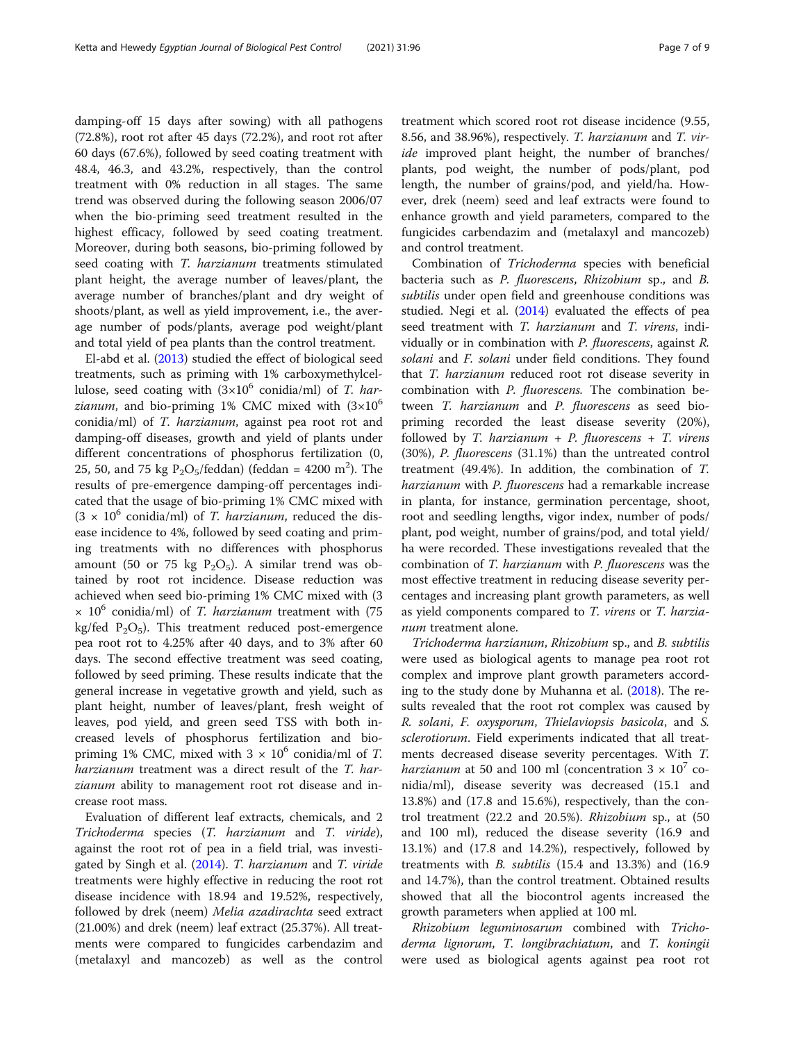damping-off 15 days after sowing) with all pathogens (72.8%), root rot after 45 days (72.2%), and root rot after 60 days (67.6%), followed by seed coating treatment with 48.4, 46.3, and 43.2%, respectively, than the control treatment with 0% reduction in all stages. The same trend was observed during the following season 2006/07 when the bio-priming seed treatment resulted in the highest efficacy, followed by seed coating treatment. Moreover, during both seasons, bio-priming followed by seed coating with *T. harzianum* treatments stimulated plant height, the average number of leaves/plant, the average number of branches/plant and dry weight of shoots/plant, as well as yield improvement, i.e., the average number of pods/plants, average pod weight/plant and total yield of pea plants than the control treatment.

El-abd et al. (2013) studied the effect of biological seed treatments, such as priming with 1% carboxymethylcellulose, seed coating with ($3{\times}10^6$ conidia/ml) of *T. harzianum*, and bio-priming 1% CMC mixed with ($3{\times}10^6$ conidia/ml) of *T. harzianum*, against pea root rot and damping-off diseases, growth and yield of plants under different concentrations of phosphorus fertilization (0, 25, 50, and 75 kg $P_2O_5$/feddan) (feddan = 4200 $m^2$). The results of pre-emergence damping-off percentages indicated that the usage of bio-priming 1% CMC mixed with ($3 \times 10^6$ conidia/ml) of *T. harzianum*, reduced the disease incidence to 4%, followed by seed coating and priming treatments with no differences with phosphorus amount (50 or 75 kg $P_2O_5$). A similar trend was obtained by root rot incidence. Disease reduction was achieved when seed bio-priming 1% CMC mixed with ($3 \times 10^6$ conidia/ml) of *T. harzianum* treatment with (75 kg/fed $P_2O_5$). This treatment reduced post-emergence pea root rot to 4.25% after 40 days, and to 3% after 60 days. The second effective treatment was seed coating, followed by seed priming. These results indicate that the general increase in vegetative growth and yield, such as plant height, number of leaves/plant, fresh weight of leaves, pod yield, and green seed TSS with both increased levels of phosphorus fertilization and bio-priming 1% CMC, mixed with $3 \times 10^6$ conidia/ml of *T. harzianum* treatment was a direct result of the *T. harzianum* ability to management root rot disease and increase root mass.

Evaluation of different leaf extracts, chemicals, and 2 *Trichoderma* species (*T. harzianum* and *T. viride*), against the root rot of pea in a field trial, was investigated by Singh et al. (2014). *T. harzianum* and *T. viride* treatments were highly effective in reducing the root rot disease incidence with 18.94 and 19.52%, respectively, followed by drek (neem) *Melia azadirachta* seed extract (21.00%) and drek (neem) leaf extract (25.37%). All treatments were compared to fungicides carbendazim and (metalaxyl and mancozeb) as well as the control treatment which scored root rot disease incidence (9.55, 8.56, and 38.96%), respectively. *T. harzianum* and *T. viride* improved plant height, the number of branches/plants, pod weight, the number of pods/plant, pod length, the number of grains/pod, and yield/ha. However, drek (neem) seed and leaf extracts were found to enhance growth and yield parameters, compared to the fungicides carbendazim and (metalaxyl and mancozeb) and control treatment.

Combination of *Trichoderma* species with beneficial bacteria such as *P. fluorescens*, *Rhizobium* sp., and *B. subtilis* under open field and greenhouse conditions was studied. Negi et al. (2014) evaluated the effects of pea seed treatment with *T. harzianum* and *T. virens*, individually or in combination with *P. fluorescens*, against *R. solani* and *F. solani* under field conditions. They found that *T. harzianum* reduced root rot disease severity in combination with *P. fluorescens*. The combination between *T. harzianum* and *P. fluorescens* as seed bio-priming recorded the least disease severity (20%), followed by *T. harzianum* + *P. fluorescens* + *T. virens* (30%), *P. fluorescens* (31.1%) than the untreated control treatment (49.4%). In addition, the combination of *T. harzianum* with *P. fluorescens* had a remarkable increase in planta, for instance, germination percentage, shoot, root and seedling lengths, vigor index, number of pods/plant, pod weight, number of grains/pod, and total yield/ha were recorded. These investigations revealed that the combination of *T. harzianum* with *P. fluorescens* was the most effective treatment in reducing disease severity percentages and increasing plant growth parameters, as well as yield components compared to *T. virens* or *T. harzianum* treatment alone.

*Trichoderma harzianum*, *Rhizobium* sp., and *B. subtilis* were used as biological agents to manage pea root rot complex and improve plant growth parameters according to the study done by Muhanna et al. (2018). The results revealed that the root rot complex was caused by *R. solani*, *F. oxysporum*, *Thielaviopsis basicola*, and *S. sclerotiorum*. Field experiments indicated that all treatments decreased disease severity percentages. With *T. harzianum* at 50 and 100 ml (concentration $3 \times 10^7$ conidia/ml), disease severity was decreased (15.1 and 13.8%) and (17.8 and 15.6%), respectively, than the control treatment (22.2 and 20.5%). *Rhizobium* sp., at (50 and 100 ml), reduced the disease severity (16.9 and 13.1%) and (17.8 and 14.2%), respectively, followed by treatments with *B. subtilis* (15.4 and 13.3%) and (16.9 and 14.7%), than the control treatment. Obtained results showed that all the biocontrol agents increased the growth parameters when applied at 100 ml.

*Rhizobium leguminosarum* combined with *Trichoderma lignorum*, *T. longibrachiatum*, and *T. koningii* were used as biological agents against pea root rot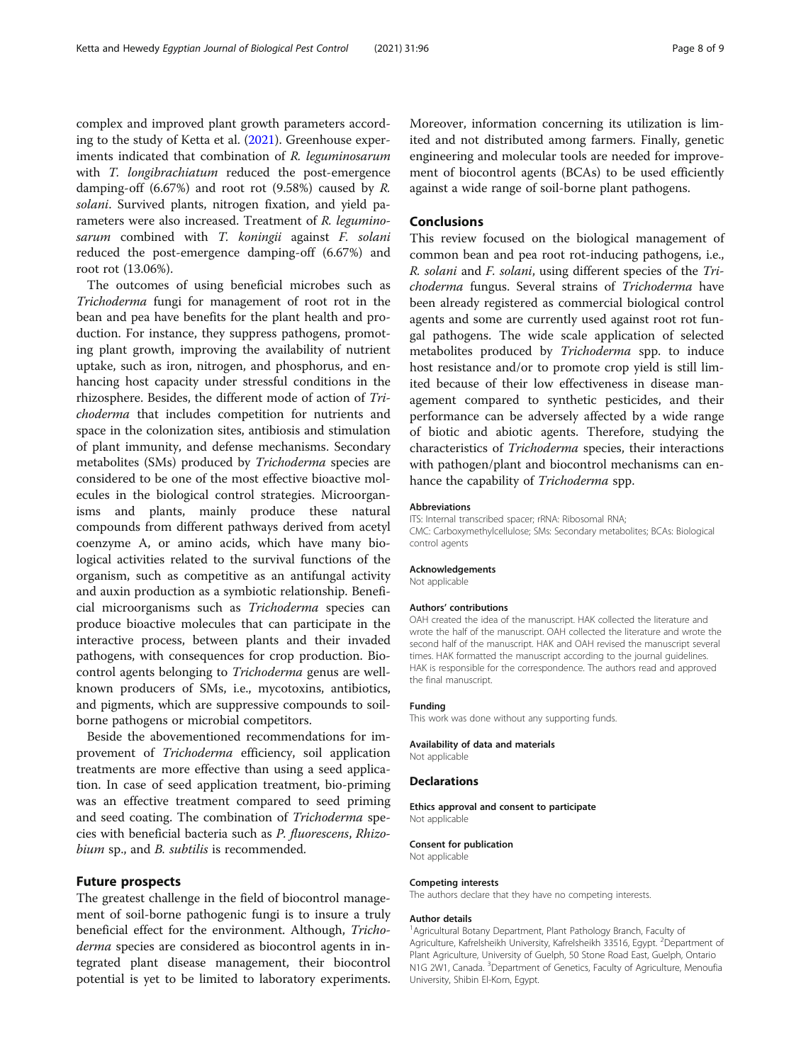complex and improved plant growth parameters according to the study of Ketta et al. (2021). Greenhouse experiments indicated that combination of *R. leguminosarum* with *T. longibrachiatum* reduced the post-emergence damping-off (6.67%) and root rot (9.58%) caused by *R. solani*. Survived plants, nitrogen fixation, and yield parameters were also increased. Treatment of *R. leguminosarum* combined with *T. koningii* against *F. solani* reduced the post-emergence damping-off (6.67%) and root rot (13.06%).

The outcomes of using beneficial microbes such as *Trichoderma* fungi for management of root rot in the bean and pea have benefits for the plant health and production. For instance, they suppress pathogens, promoting plant growth, improving the availability of nutrient uptake, such as iron, nitrogen, and phosphorus, and enhancing host capacity under stressful conditions in the rhizosphere. Besides, the different mode of action of *Trichoderma* that includes competition for nutrients and space in the colonization sites, antibiosis and stimulation of plant immunity, and defense mechanisms. Secondary metabolites (SMs) produced by *Trichoderma* species are considered to be one of the most effective bioactive molecules in the biological control strategies. Microorganisms and plants, mainly produce these natural compounds from different pathways derived from acetyl coenzyme A, or amino acids, which have many biological activities related to the survival functions of the organism, such as competitive as an antifungal activity and auxin production as a symbiotic relationship. Beneficial microorganisms such as *Trichoderma* species can produce bioactive molecules that can participate in the interactive process, between plants and their invaded pathogens, with consequences for crop production. Biocontrol agents belonging to *Trichoderma* genus are well-known producers of SMs, i.e., mycotoxins, antibiotics, and pigments, which are suppressive compounds to soil-borne pathogens or microbial competitors.

Beside the abovementioned recommendations for improvement of *Trichoderma* efficiency, soil application treatments are more effective than using a seed application. In case of seed application treatment, bio-priming was an effective treatment compared to seed priming and seed coating. The combination of *Trichoderma* species with beneficial bacteria such as *P. fluorescens*, *Rhizobium* sp., and *B. subtilis* is recommended.

## Future prospects

The greatest challenge in the field of biocontrol management of soil-borne pathogenic fungi is to insure a truly beneficial effect for the environment. Although, *Trichoderma* species are considered as biocontrol agents in integrated plant disease management, their biocontrol potential is yet to be limited to laboratory experiments. Moreover, information concerning its utilization is limited and not distributed among farmers. Finally, genetic engineering and molecular tools are needed for improvement of biocontrol agents (BCAs) to be used efficiently against a wide range of soil-borne plant pathogens.

## Conclusions

This review focused on the biological management of common bean and pea root rot-inducing pathogens, i.e., *R. solani* and *F. solani*, using different species of the *Trichoderma* fungus. Several strains of *Trichoderma* have been already registered as commercial biological control agents and some are currently used against root rot fungal pathogens. The wide scale application of selected metabolites produced by *Trichoderma* spp. to induce host resistance and/or to promote crop yield is still limited because of their low effectiveness in disease management compared to synthetic pesticides, and their performance can be adversely affected by a wide range of biotic and abiotic agents. Therefore, studying the characteristics of *Trichoderma* species, their interactions with pathogen/plant and biocontrol mechanisms can enhance the capability of *Trichoderma* spp.

#### Abbreviations

ITS: Internal transcribed spacer; rRNA: Ribosomal RNA; CMC: Carboxymethylcellulose; SMs: Secondary metabolites; BCAs: Biological control agents

#### Acknowledgements

Not applicable

#### Authors' contributions

OAH created the idea of the manuscript. HAK collected the literature and wrote the half of the manuscript. OAH collected the literature and wrote the second half of the manuscript. HAK and OAH revised the manuscript several times. HAK formatted the manuscript according to the journal guidelines. HAK is responsible for the correspondence. The authors read and approved the final manuscript.

#### Funding

This work was done without any supporting funds.

#### Availability of data and materials

Not applicable

## Declarations

#### Ethics approval and consent to participate

Not applicable

#### Consent for publication

Not applicable

#### Competing interests

The authors declare that they have no competing interests.

#### Author details

[1]Agricultural Botany Department, Plant Pathology Branch, Faculty of Agriculture, Kafrelsheikh University, Kafrelsheikh 33516, Egypt. [2]Department of Plant Agriculture, University of Guelph, 50 Stone Road East, Guelph, Ontario N1G 2W1, Canada. [3]Department of Genetics, Faculty of Agriculture, Menoufia University, Shibin El-Kom, Egypt.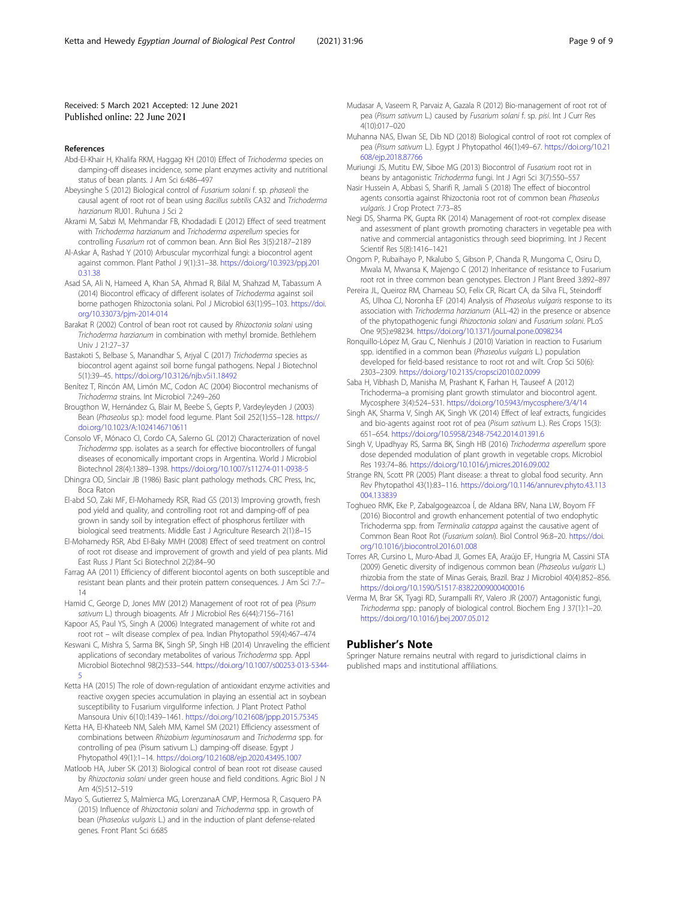Received: 5 March 2021 Accepted: 12 June 2021
Published online: 22 June 2021

## References

- Abd-El-Khair H, Khalifa RKM, Haggag KH (2010) Effect of *Trichoderma* species on damping-off diseases incidence, some plant enzymes activity and nutritional status of bean plants. J Am Sci 6:486–497
- Abeysinghe S (2012) Biological control of *Fusarium solani* f. sp. *phaseoli* the causal agent of root rot of bean using *Bacillus subtilis* CA32 and *Trichoderma harzianum* RU01. Ruhuna J Sci 2
- Akrami M, Sabzi M, Mehmandar FB, Khodadadi E (2012) Effect of seed treatment with *Trichoderma harzianum* and *Trichoderma asperellum* species for controlling *Fusarium* rot of common bean. Ann Biol Res 3(5):2187–2189
- Al-Askar A, Rashad Y (2010) Arbuscular mycorrhizal fungi: a biocontrol agent against common. Plant Pathol J 9(1):31–38. https://doi.org/10.3923/ppj.2010.31.38
- Asad SA, Ali N, Hameed A, Khan SA, Ahmad R, Bilal M, Shahzad M, Tabassum A (2014) Biocontrol efficacy of different isolates of *Trichoderma* against soil borne pathogen Rhizoctonia solani. Pol J Microbiol 63(1):95–103. https://doi.org/10.33073/pjm-2014-014
- Barakat R (2002) Control of bean root rot caused by *Rhizoctonia solani* using *Trichoderma harzianum* in combination with methyl bromide. Bethlehem Univ J 21:27–37
- Bastakoti S, Belbase S, Manandhar S, Arjyal C (2017) *Trichoderma* species as biocontrol agent against soil borne fungal pathogens. Nepal J Biotechnol 5(1):39–45. https://doi.org/10.3126/njb.v5i1.18492
- Benítez T, Rincón AM, Limón MC, Codon AC (2004) Biocontrol mechanisms of *Trichoderma* strains. Int Microbiol 7:249–260
- Broughton W, Hernández G, Blair M, Beebe S, Gepts P, Vardeyleyden J (2003) Bean (*Phaseolus* sp.): model food legume. Plant Soil 252(1):55–128. https://doi.org/10.1023/A:1024146710611
- Consolo VF, Mónaco CI, Cordo CA, Salerno GL (2012) Characterization of novel *Trichoderma* spp. isolates as a search for effective biocontrollers of fungal diseases of economically important crops in Argentina. World J Microbiol Biotechnol 28(4):1389–1398. https://doi.org/10.1007/s11274-011-0938-5
- Dhingra OD, Sinclair JB (1986) Basic plant pathology methods. CRC Press, Inc, Boca Raton
- El-abd SO, Zaki MF, El-Mohamedy RSR, Riad GS (2013) Improving growth, fresh pod yield and quality, and controlling root rot and damping-off of pea grown in sandy soil by integration effect of phosphorus fertilizer with biological seed treatments. Middle East J Agriculture Research 2(1):8–15
- El-Mohamedy RSR, Abd El-Baky MMH (2008) Effect of seed treatment on control of root rot disease and improvement of growth and yield of pea plants. Mid East Russ J Plant Sci Biotechnol 2(2):84–90
- Farrag AA (2011) Efficiency of different biocontol agents on both susceptible and resistant bean plants and their protein pattern consequences. J Am Sci 7:7–14
- Hamid C, George D, Jones MW (2012) Management of root rot of pea (*Pisum sativum* L.) through bioagents. Afr J Microbiol Res 6(44):7156–7161
- Kapoor AS, Paul YS, Singh A (2006) Integrated management of white rot and root rot – wilt disease complex of pea. Indian Phytopathol 59(4):467–474
- Keswani C, Mishra S, Sarma BK, Singh SP, Singh HB (2014) Unraveling the efficient applications of secondary metabolites of various *Trichoderma* spp. Appl Microbiol Biotechnol 98(2):533–544. https://doi.org/10.1007/s00253-013-5344-5
- Ketta HA (2015) The role of down-regulation of antioxidant enzyme activities and reactive oxygen species accumulation in playing an essential act in soybean susceptibility to Fusarium virguliforme infection. J Plant Protect Pathol Mansoura Univ 6(10):1439–1461. https://doi.org/10.21608/jppp.2015.75345
- Ketta HA, El-Khateeb NM, Saleh MM, Kamel SM (2021) Efficiency assessment of combinations between *Rhizobium leguminosarum* and *Trichoderma* spp. for controlling of pea (Pisum sativum L.) damping-off disease. Egypt J Phytopathol 49(1):1–14. https://doi.org/10.21608/ejp.2020.43495.1007
- Matloob HA, Juber SK (2013) Biological control of bean root rot disease caused by *Rhizoctonia solani* under green house and field conditions. Agric Biol J N Am 4(5):512–519
- Mayo S, Gutierrez S, Malmierca MG, LorenzanaA CMP, Hermosa R, Casquero PA (2015) Influence of *Rhizoctonia solani* and *Trichoderma* spp. in growth of bean (*Phaseolus vulgaris* L.) and in the induction of plant defense-related genes. Front Plant Sci 6:685
- Mudasar A, Vaseem R, Parvaiz A, Gazala R (2012) Bio-management of root rot of pea (*Pisum sativum* L.) caused by *Fusarium solani* f. sp. *pisi*. Int J Curr Res 4(10):017–020
- Muhanna NAS, Elwan SE, Dib ND (2018) Biological control of root rot complex of pea (*Pisum sativum* L.). Egypt J Phytopathol 46(1):49–67. https://doi.org/10.21608/ejp.2018.87766
- Muriungi JS, Mutitu EW, Siboe MG (2013) Biocontrol of *Fusarium* root rot in beans by antagonistic *Trichoderma* fungi. Int J Agri Sci 3(7):550–557
- Nasir Hussein A, Abbasi S, Sharifi R, Jamali S (2018) The effect of biocontrol agents consortia against Rhizoctonia root rot of common bean *Phaseolus vulgaris*. J Crop Protect 7:73–85
- Negi DS, Sharma PK, Gupta RK (2014) Management of root-rot complex disease and assessment of plant growth promoting characters in vegetable pea with native and commercial antagonistics through seed biopriming. Int J Recent Scientif Res 5(8):1416–1421
- Ongom P, Rubaihayo P, Nkalubo S, Gibson P, Chanda R, Mungoma C, Osiru D, Mwala M, Mwansa K, Majengo C (2012) Inheritance of resistance to Fusarium root rot in three common bean genotypes. Electron J Plant Breed 3:892–897
- Pereira JL, Queiroz RM, Charneau SO, Felix CR, Ricart CA, da Silva FL, Steindorff AS, Ulhoa CJ, Noronha EF (2014) Analysis of *Phaseolus vulgaris* response to its association with *Trichoderma harzianum* (ALL-42) in the presence or absence of the phytopathogenic fungi *Rhizoctonia solani* and *Fusarium solani*. PLoS One 9(5):e98234. https://doi.org/10.1371/journal.pone.0098234
- Ronquillo-López M, Grau C, Nienhuis J (2010) Variation in reaction to Fusarium spp. identified in a common bean (*Phaseolus vulgaris* L.) population developed for field-based resistance to root rot and wilt. Crop Sci 50(6):2303–2309. https://doi.org/10.2135/cropsci2010.02.0099
- Saba H, Vibhash D, Manisha M, Prashant K, Farhan H, Tauseef A (2012) Trichoderma–a promising plant growth stimulator and biocontrol agent. Mycosphere 3(4):524–531. https://doi.org/10.5943/mycosphere/3/4/14
- Singh AK, Sharma V, Singh AK, Singh VK (2014) Effect of leaf extracts, fungicides and bio-agents against root rot of pea (*Pisum sativum* L.). Res Crops 15(3):651–654. https://doi.org/10.5958/2348-7542.2014.01391.6
- Singh V, Upadhyay RS, Sarma BK, Singh HB (2016) *Trichoderma asperellum* spore dose depended modulation of plant growth in vegetable crops. Microbiol Res 193:74–86. https://doi.org/10.1016/j.micres.2016.09.002
- Strange RN, Scott PR (2005) Plant disease: a threat to global food security. Ann Rev Phytopathol 43(1):83–116. https://doi.org/10.1146/annurev.phyto.43.113004.133839
- Toghueo RMK, Eke P, Zabalgogeazcoa Í, de Aldana BRV, Nana LW, Boyom FF (2016) Biocontrol and growth enhancement potential of two endophytic Trichoderma spp. from *Terminalia catappa* against the causative agent of Common Bean Root Rot (*Fusarium solani*). Biol Control 96:8–20. https://doi.org/10.1016/j.biocontrol.2016.01.008
- Torres AR, Cursino L, Muro-Abad JI, Gomes EA, Araújo EF, Hungria M, Cassini STA (2009) Genetic diversity of indigenous common bean (*Phaseolus vulgaris* L.) rhizobia from the state of Minas Gerais, Brazil. Braz J Microbiol 40(4):852–856. https://doi.org/10.1590/S1517-83822009000400016
- Verma M, Brar SK, Tyagi RD, Surampalli RY, Valero JR (2007) Antagonistic fungi, *Trichoderma* spp.: panoply of biological control. Biochem Eng J 37(1):1–20. https://doi.org/10.1016/j.bej.2007.05.012

## Publisher's Note

Springer Nature remains neutral with regard to jurisdictional claims in published maps and institutional affiliations.